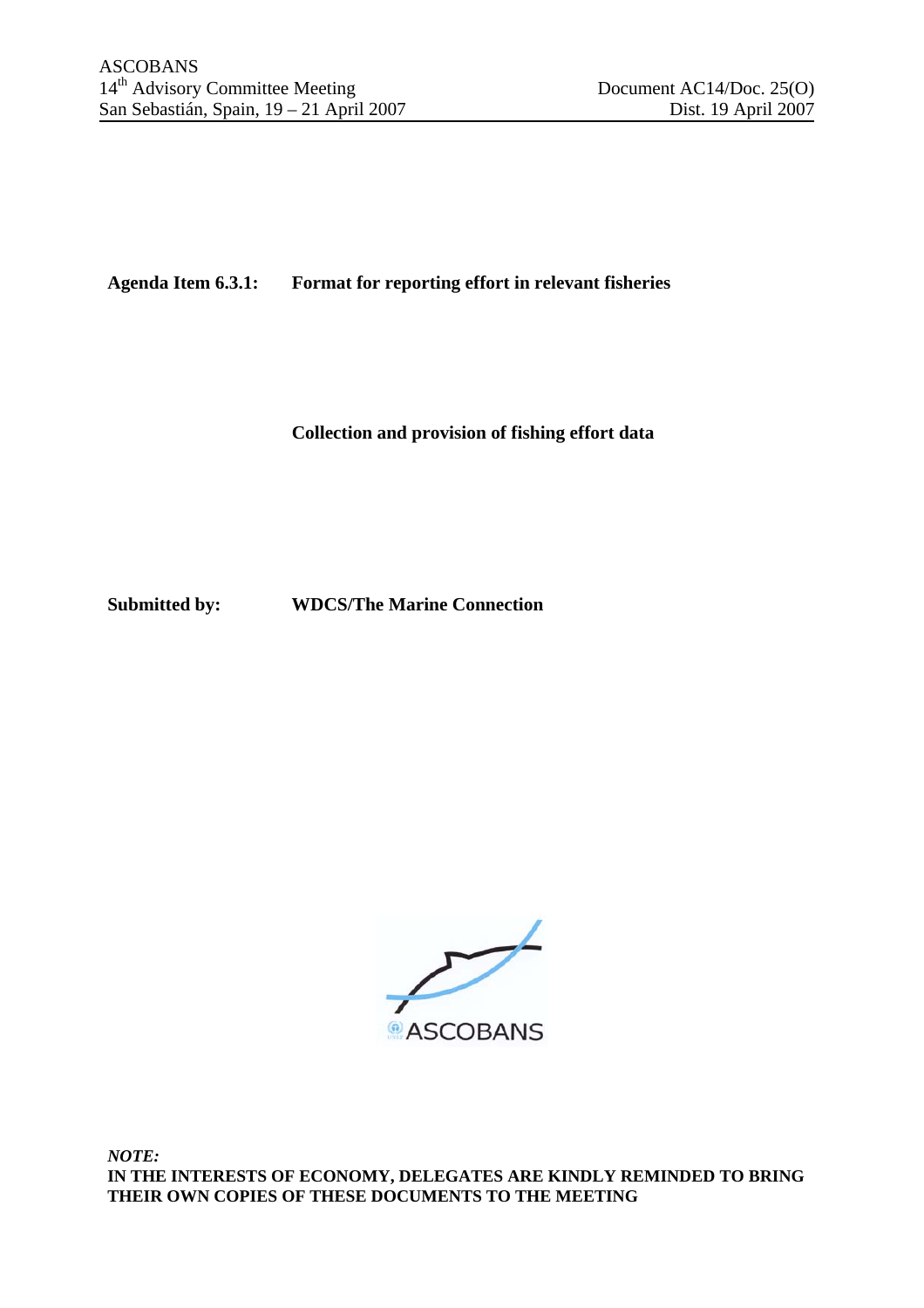ASCOBANS
14th Advisory Committee Meeting
San Sebastián, Spain, 19 – 21 April 2007

Document AC14/Doc. 25(O)
Dist. 19 April 2007

**Agenda Item 6.3.1:** **Format for reporting effort in relevant fisheries**

**Collection and provision of fishing effort data**

**Submitted by:** **WDCS/The Marine Connection**

ASCOBANS

***NOTE:***
**IN THE INTERESTS OF ECONOMY, DELEGATES ARE KINDLY REMINDED TO BRING THEIR OWN COPIES OF THESE DOCUMENTS TO THE MEETING**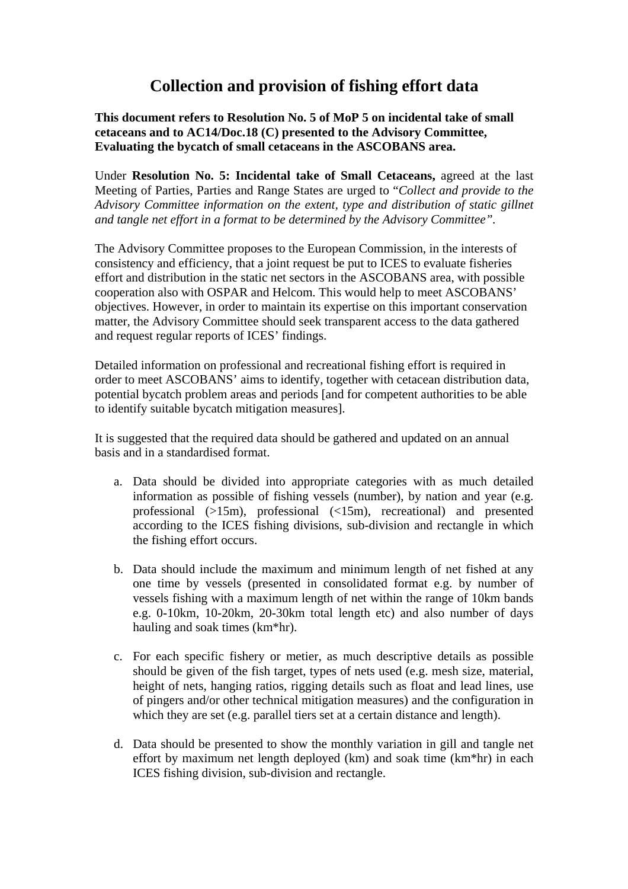# Collection and provision of fishing effort data

**This document refers to Resolution No. 5 of MoP 5 on incidental take of small cetaceans and to AC14/Doc.18 (C) presented to the Advisory Committee, Evaluating the bycatch of small cetaceans in the ASCOBANS area.**

Under **Resolution No. 5: Incidental take of Small Cetaceans,** agreed at the last Meeting of Parties, Parties and Range States are urged to "*Collect and provide to the Advisory Committee information on the extent, type and distribution of static gillnet and tangle net effort in a format to be determined by the Advisory Committee"*.

The Advisory Committee proposes to the European Commission, in the interests of consistency and efficiency, that a joint request be put to ICES to evaluate fisheries effort and distribution in the static net sectors in the ASCOBANS area, with possible cooperation also with OSPAR and Helcom. This would help to meet ASCOBANS' objectives. However, in order to maintain its expertise on this important conservation matter, the Advisory Committee should seek transparent access to the data gathered and request regular reports of ICES' findings.

Detailed information on professional and recreational fishing effort is required in order to meet ASCOBANS' aims to identify, together with cetacean distribution data, potential bycatch problem areas and periods [and for competent authorities to be able to identify suitable bycatch mitigation measures].

It is suggested that the required data should be gathered and updated on an annual basis and in a standardised format.

a. Data should be divided into appropriate categories with as much detailed information as possible of fishing vessels (number), by nation and year (e.g. professional (>15m), professional (<15m), recreational) and presented according to the ICES fishing divisions, sub-division and rectangle in which the fishing effort occurs.

b. Data should include the maximum and minimum length of net fished at any one time by vessels (presented in consolidated format e.g. by number of vessels fishing with a maximum length of net within the range of 10km bands e.g. 0-10km, 10-20km, 20-30km total length etc) and also number of days hauling and soak times (km*hr).

c. For each specific fishery or metier, as much descriptive details as possible should be given of the fish target, types of nets used (e.g. mesh size, material, height of nets, hanging ratios, rigging details such as float and lead lines, use of pingers and/or other technical mitigation measures) and the configuration in which they are set (e.g. parallel tiers set at a certain distance and length).

d. Data should be presented to show the monthly variation in gill and tangle net effort by maximum net length deployed (km) and soak time (km*hr) in each ICES fishing division, sub-division and rectangle.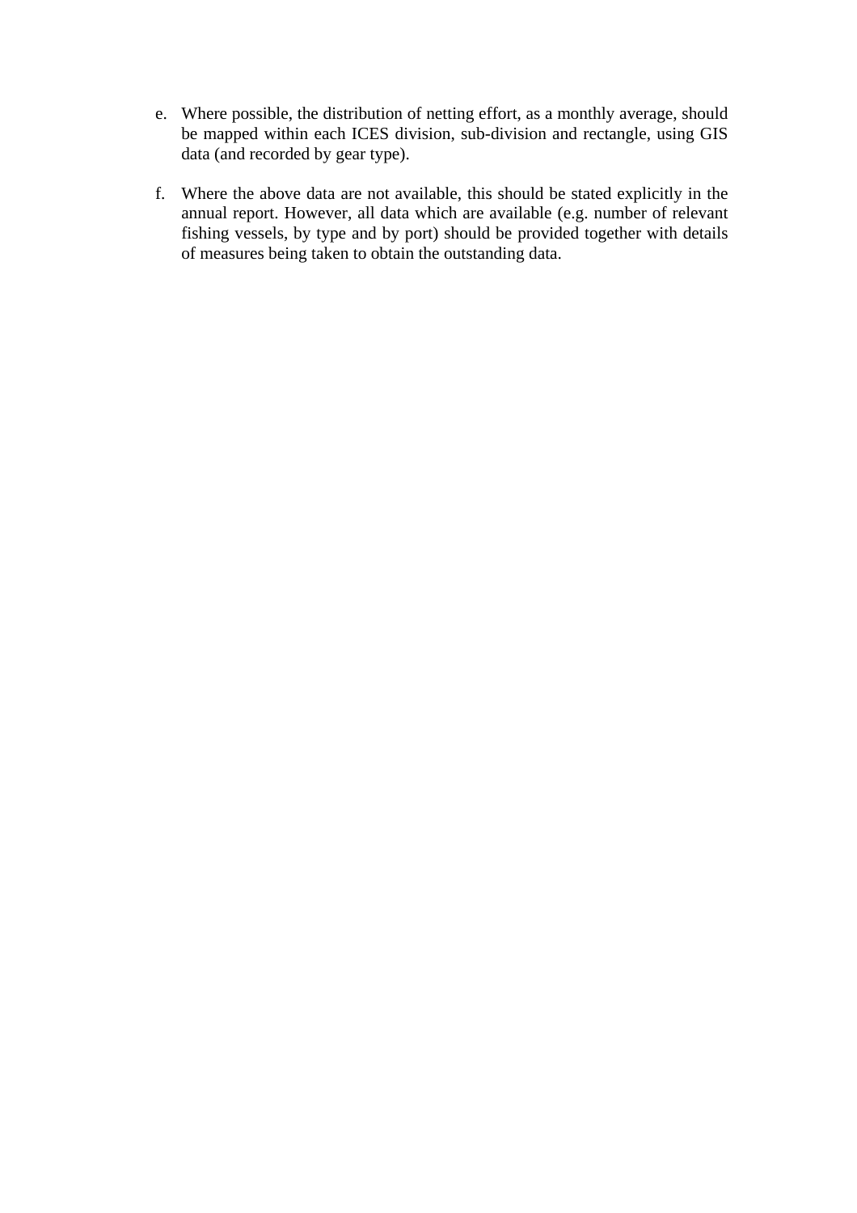e. Where possible, the distribution of netting effort, as a monthly average, should be mapped within each ICES division, sub-division and rectangle, using GIS data (and recorded by gear type).

f. Where the above data are not available, this should be stated explicitly in the annual report. However, all data which are available (e.g. number of relevant fishing vessels, by type and by port) should be provided together with details of measures being taken to obtain the outstanding data.